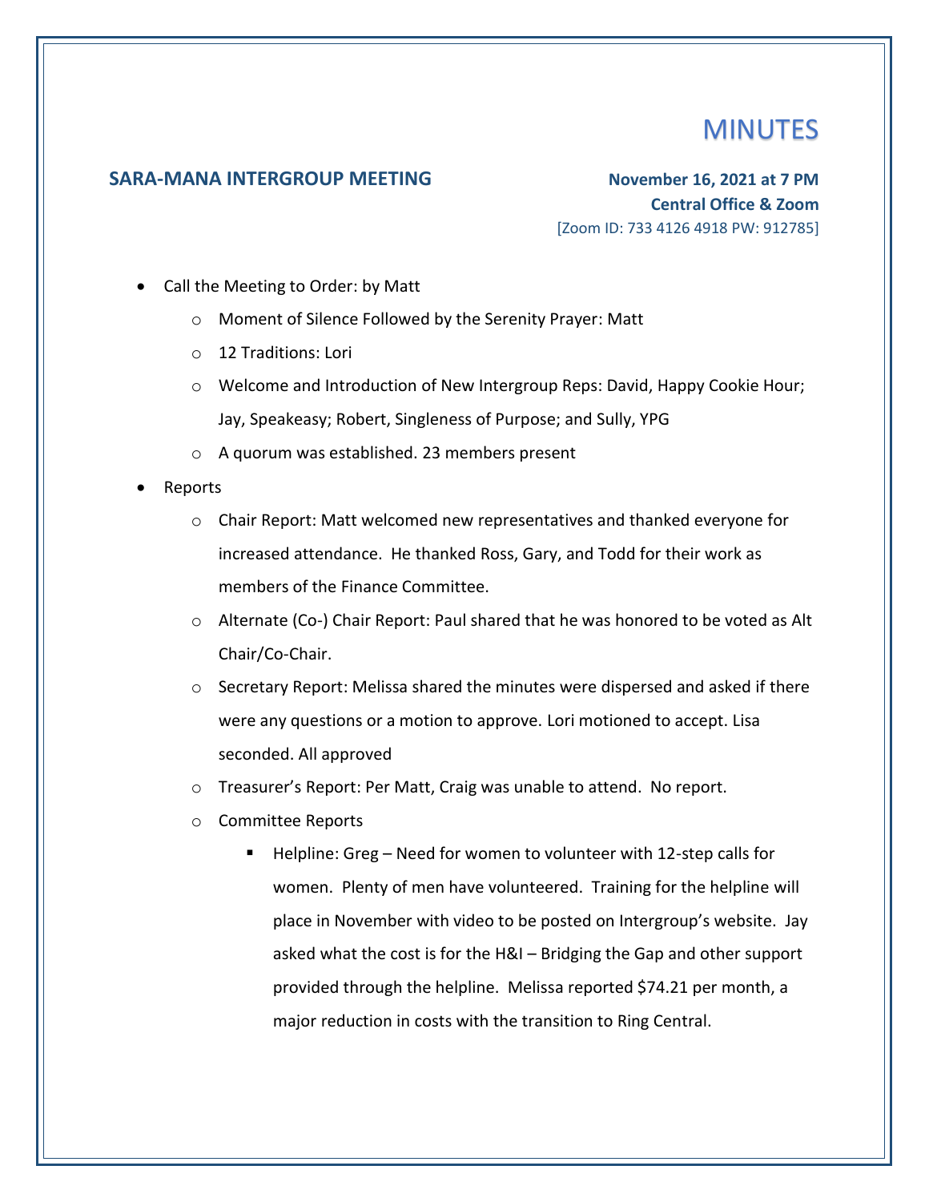# MINUTES

**SARA-MANA INTERGROUP MEETING**

**November 16, 2021 at 7 PM**
**Central Office & Zoom**
[Zoom ID: 733 4126 4918 PW: 912785]

- Call the Meeting to Order: by Matt
  - Moment of Silence Followed by the Serenity Prayer: Matt
  - 12 Traditions: Lori
  - Welcome and Introduction of New Intergroup Reps: David, Happy Cookie Hour; Jay, Speakeasy; Robert, Singleness of Purpose; and Sully, YPG
  - A quorum was established. 23 members present
- Reports
  - Chair Report: Matt welcomed new representatives and thanked everyone for increased attendance. He thanked Ross, Gary, and Todd for their work as members of the Finance Committee.
  - Alternate (Co-) Chair Report: Paul shared that he was honored to be voted as Alt Chair/Co-Chair.
  - Secretary Report: Melissa shared the minutes were dispersed and asked if there were any questions or a motion to approve. Lori motioned to accept. Lisa seconded. All approved
  - Treasurer's Report: Per Matt, Craig was unable to attend. No report.
  - Committee Reports
    - Helpline: Greg – Need for women to volunteer with 12-step calls for women. Plenty of men have volunteered. Training for the helpline will place in November with video to be posted on Intergroup's website. Jay asked what the cost is for the H&I – Bridging the Gap and other support provided through the helpline. Melissa reported $74.21 per month, a major reduction in costs with the transition to Ring Central.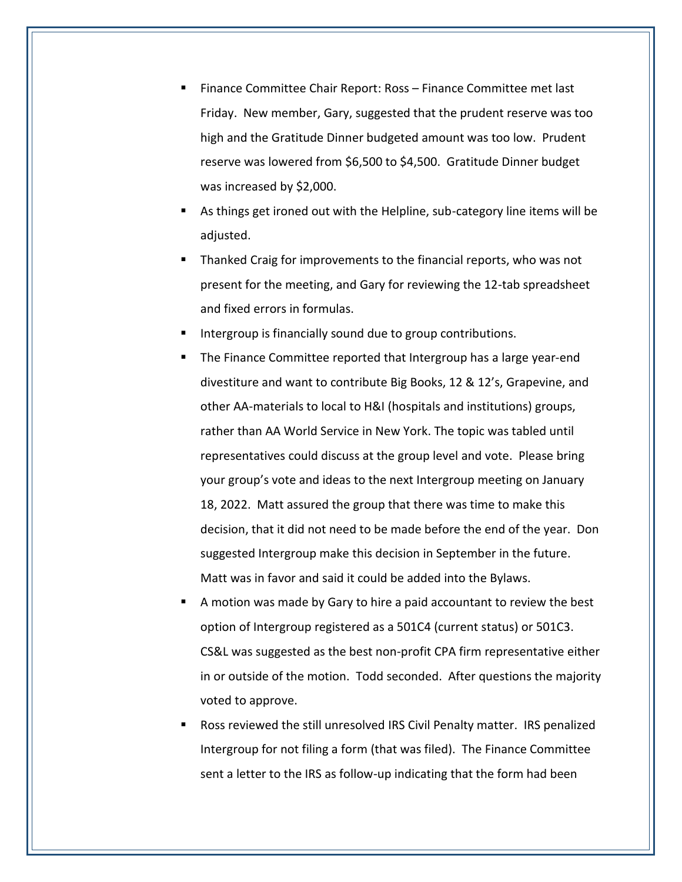- Finance Committee Chair Report: Ross – Finance Committee met last Friday. New member, Gary, suggested that the prudent reserve was too high and the Gratitude Dinner budgeted amount was too low. Prudent reserve was lowered from $6,500 to $4,500. Gratitude Dinner budget was increased by $2,000.
- As things get ironed out with the Helpline, sub-category line items will be adjusted.
- Thanked Craig for improvements to the financial reports, who was not present for the meeting, and Gary for reviewing the 12-tab spreadsheet and fixed errors in formulas.
- Intergroup is financially sound due to group contributions.
- The Finance Committee reported that Intergroup has a large year-end divestiture and want to contribute Big Books, 12 & 12's, Grapevine, and other AA-materials to local to H&I (hospitals and institutions) groups, rather than AA World Service in New York. The topic was tabled until representatives could discuss at the group level and vote. Please bring your group's vote and ideas to the next Intergroup meeting on January 18, 2022. Matt assured the group that there was time to make this decision, that it did not need to be made before the end of the year. Don suggested Intergroup make this decision in September in the future. Matt was in favor and said it could be added into the Bylaws.
- A motion was made by Gary to hire a paid accountant to review the best option of Intergroup registered as a 501C4 (current status) or 501C3. CS&L was suggested as the best non-profit CPA firm representative either in or outside of the motion. Todd seconded. After questions the majority voted to approve.
- Ross reviewed the still unresolved IRS Civil Penalty matter. IRS penalized Intergroup for not filing a form (that was filed). The Finance Committee sent a letter to the IRS as follow-up indicating that the form had been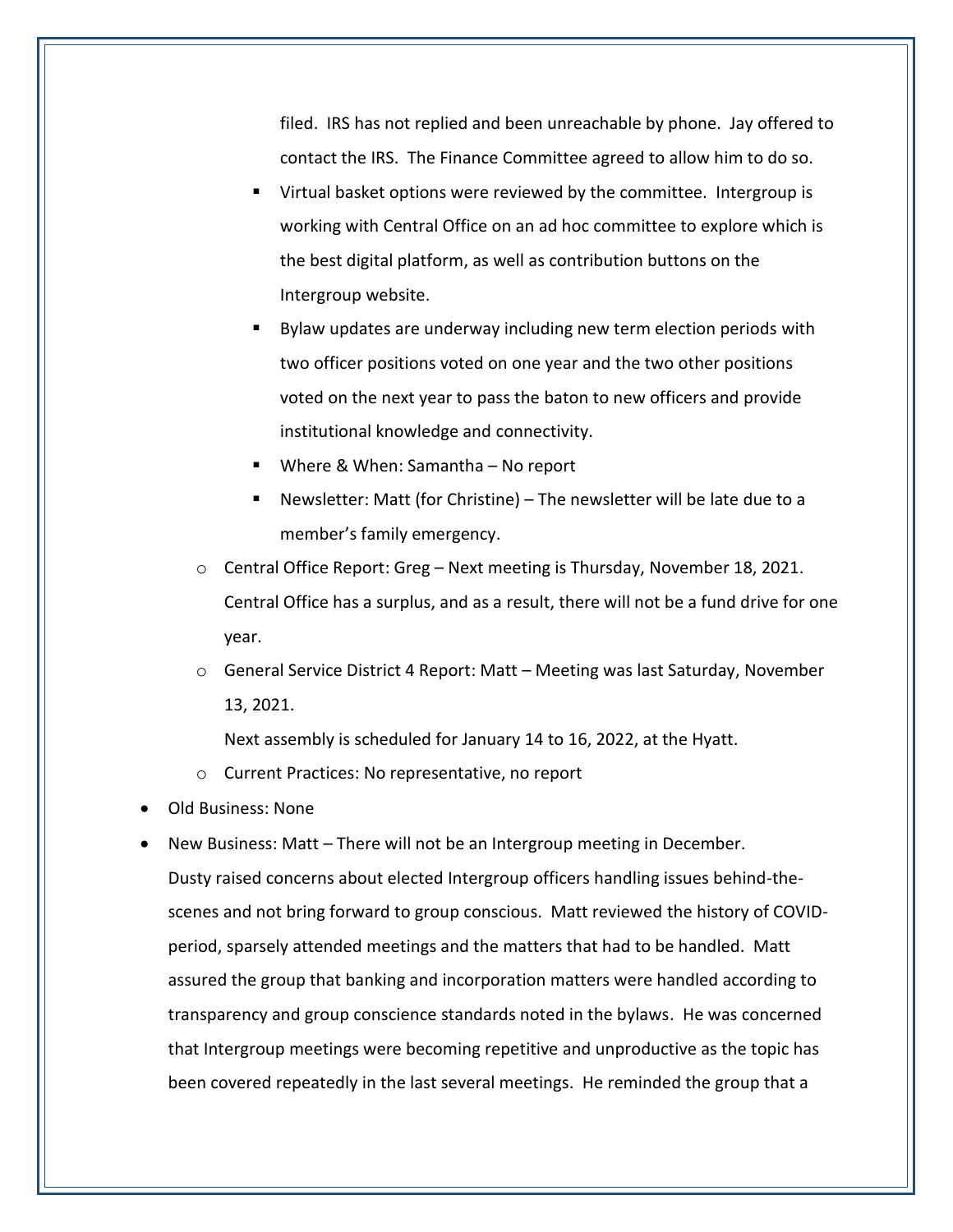filed. IRS has not replied and been unreachable by phone. Jay offered to contact the IRS. The Finance Committee agreed to allow him to do so.

        - Virtual basket options were reviewed by the committee. Intergroup is working with Central Office on an ad hoc committee to explore which is the best digital platform, as well as contribution buttons on the Intergroup website.
        - Bylaw updates are underway including new term election periods with two officer positions voted on one year and the two other positions voted on the next year to pass the baton to new officers and provide institutional knowledge and connectivity.
        - Where & When: Samantha – No report
        - Newsletter: Matt (for Christine) – The newsletter will be late due to a member's family emergency.
    - Central Office Report: Greg – Next meeting is Thursday, November 18, 2021. Central Office has a surplus, and as a result, there will not be a fund drive for one year.
    - General Service District 4 Report: Matt – Meeting was last Saturday, November 13, 2021.

      Next assembly is scheduled for January 14 to 16, 2022, at the Hyatt.
    - Current Practices: No representative, no report
- Old Business: None
- New Business: Matt – There will not be an Intergroup meeting in December.

  Dusty raised concerns about elected Intergroup officers handling issues behind-the-scenes and not bring forward to group conscious. Matt reviewed the history of COVID-period, sparsely attended meetings and the matters that had to be handled. Matt assured the group that banking and incorporation matters were handled according to transparency and group conscience standards noted in the bylaws. He was concerned that Intergroup meetings were becoming repetitive and unproductive as the topic has been covered repeatedly in the last several meetings. He reminded the group that a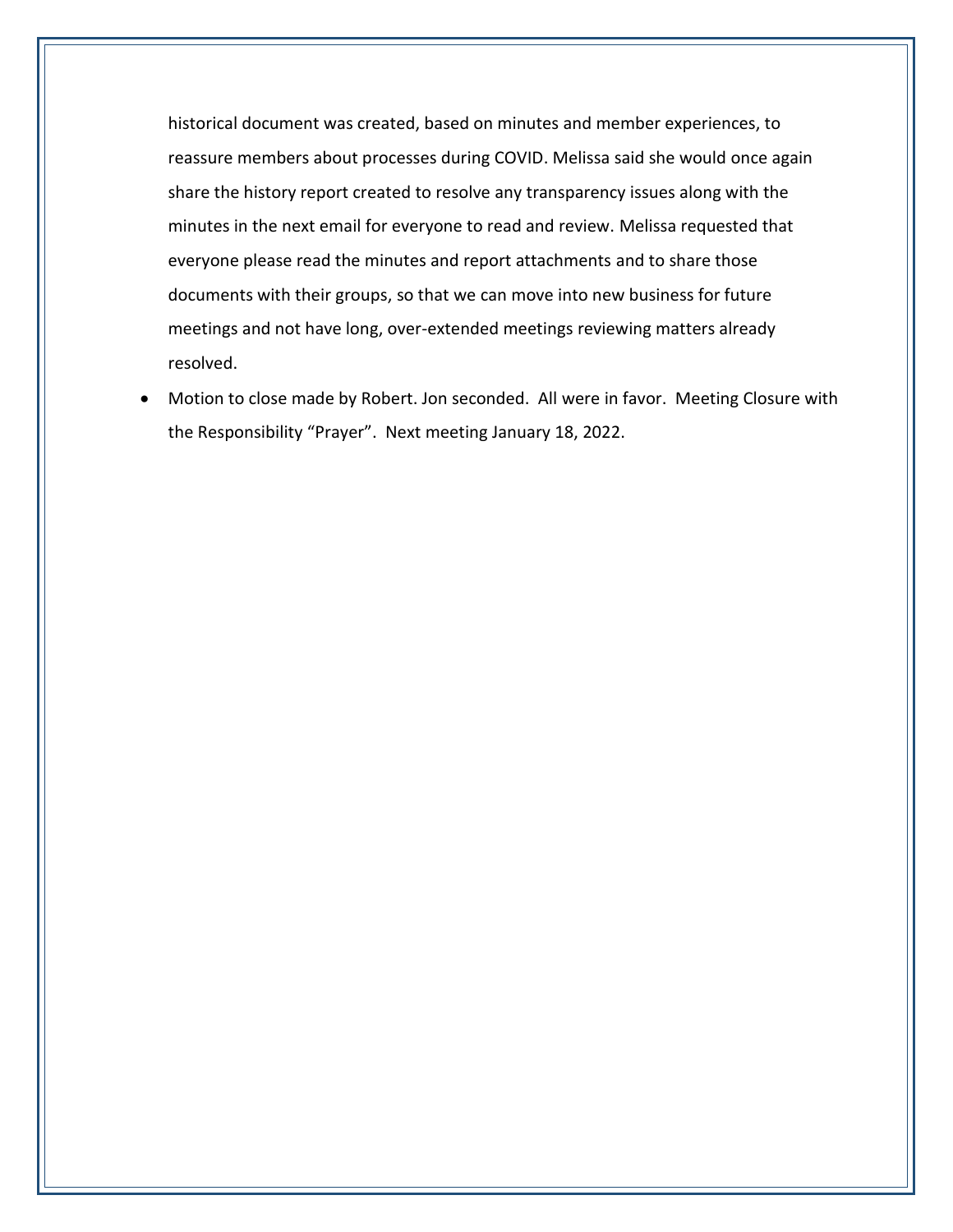historical document was created, based on minutes and member experiences, to reassure members about processes during COVID. Melissa said she would once again share the history report created to resolve any transparency issues along with the minutes in the next email for everyone to read and review. Melissa requested that everyone please read the minutes and report attachments and to share those documents with their groups, so that we can move into new business for future meetings and not have long, over-extended meetings reviewing matters already resolved.

- Motion to close made by Robert. Jon seconded. All were in favor. Meeting Closure with the Responsibility "Prayer". Next meeting January 18, 2022.